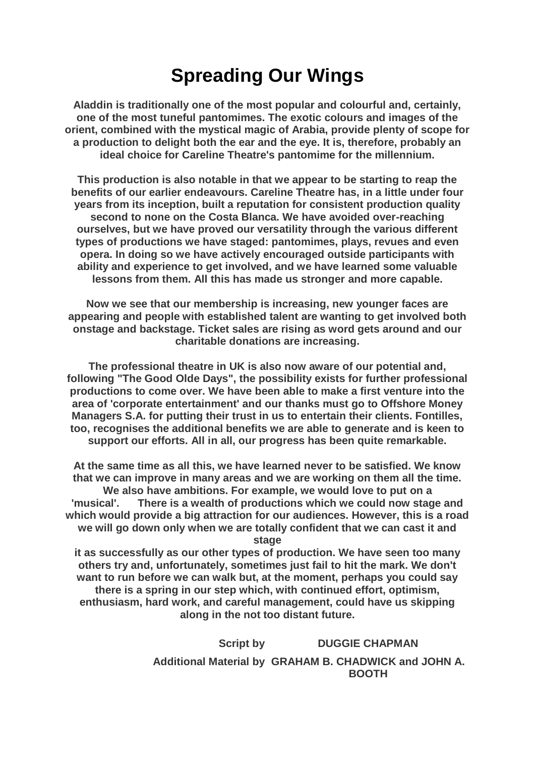# Spreading Our Wings

**Aladdin is traditionally one of the most popular and colourful and, certainly, one of the most tuneful pantomimes. The exotic colours and images of the orient, combined with the mystical magic of Arabia, provide plenty of scope for a production to delight both the ear and the eye. It is, therefore, probably an ideal choice for Careline Theatre's pantomime for the millennium.**

**This production is also notable in that we appear to be starting to reap the benefits of our earlier endeavours. Careline Theatre has, in a little under four years from its inception, built a reputation for consistent production quality second to none on the Costa Blanca. We have avoided over-reaching ourselves, but we have proved our versatility through the various different types of productions we have staged: pantomimes, plays, revues and even opera. In doing so we have actively encouraged outside participants with ability and experience to get involved, and we have learned some valuable lessons from them. All this has made us stronger and more capable.**

**Now we see that our membership is increasing, new younger faces are appearing and people with established talent are wanting to get involved both onstage and backstage. Ticket sales are rising as word gets around and our charitable donations are increasing.**

**The professional theatre in UK is also now aware of our potential and, following "The Good Olde Days", the possibility exists for further professional productions to come over. We have been able to make a first venture into the area of 'corporate entertainment' and our thanks must go to Offshore Money Managers S.A. for putting their trust in us to entertain their clients. Fontilles, too, recognises the additional benefits we are able to generate and is keen to support our efforts. All in all, our progress has been quite remarkable.**

**At the same time as all this, we have learned never to be satisfied. We know that we can improve in many areas and we are working on them all the time. We also have ambitions. For example, we would love to put on a 'musical'. There is a wealth of productions which we could now stage and which would provide a big attraction for our audiences. However, this is a road we will go down only when we are totally confident that we can cast it and stage it as successfully as our other types of production. We have seen too many others try and, unfortunately, sometimes just fail to hit the mark. We don't want to run before we can walk but, at the moment, perhaps you could say there is a spring in our step which, with continued effort, optimism, enthusiasm, hard work, and careful management, could have us skipping along in the not too distant future.**

**Script by** **DUGGIE CHAPMAN**

**Additional Material by** **GRAHAM B. CHADWICK and JOHN A. BOOTH**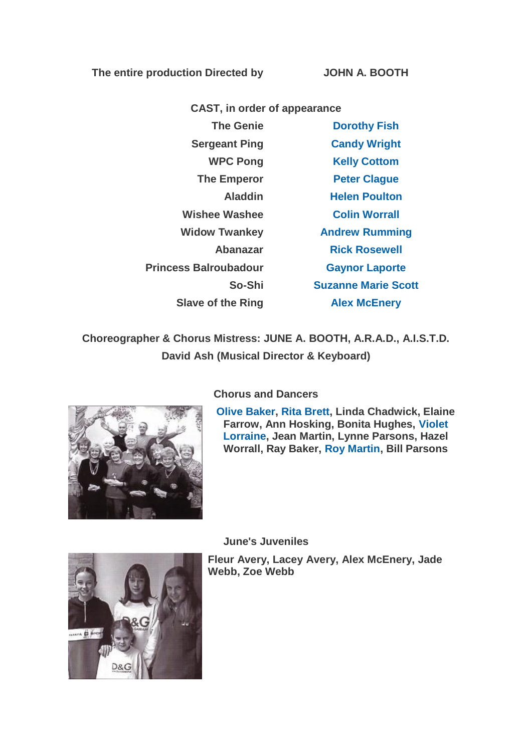**The entire production Directed by** **JOHN A. BOOTH**

**CAST, in order of appearance**

| | |
|---|---|
| The Genie | Dorothy Fish |
| Sergeant Ping | Candy Wright |
| WPC Pong | Kelly Cottom |
| The Emperor | Peter Clague |
| Aladdin | Helen Poulton |
| Wishee Washee | Colin Worrall |
| Widow Twankey | Andrew Rumming |
| Abanazar | Rick Rosewell |
| Princess Balroubadour | Gaynor Laporte |
| So-Shi | Suzanne Marie Scott |
| Slave of the Ring | Alex McEnery |

**Choreographer & Chorus Mistress: JUNE A. BOOTH, A.R.A.D., A.I.S.T.D.**

**David Ash (Musical Director & Keyboard)**

**Chorus and Dancers**

**Olive Baker, Rita Brett, Linda Chadwick, Elaine Farrow, Ann Hosking, Bonita Hughes, Violet Lorraine, Jean Martin, Lynne Parsons, Hazel Worrall, Ray Baker, Roy Martin, Bill Parsons**

**June's Juveniles**

**Fleur Avery, Lacey Avery, Alex McEnery, Jade Webb, Zoe Webb**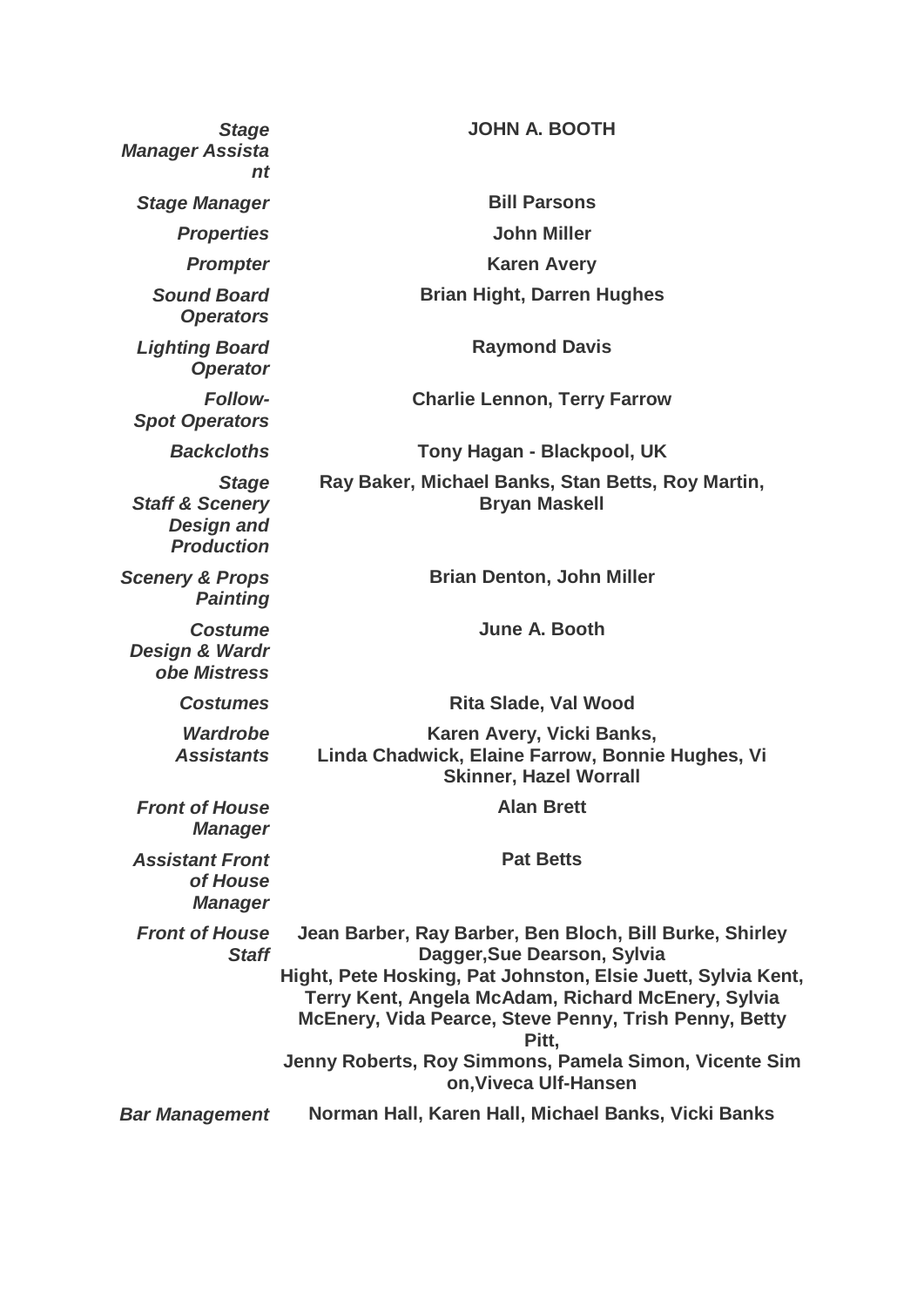| | |
|---|---|
| ***Stage Manager Assistant*** | **JOHN A. BOOTH** |
| ***Stage Manager*** | **Bill Parsons** |
| ***Properties*** | **John Miller** |
| ***Prompter*** | **Karen Avery** |
| ***Sound Board Operators*** | **Brian Hight, Darren Hughes** |
| ***Lighting Board Operator*** | **Raymond Davis** |
| ***Follow-Spot Operators*** | **Charlie Lennon, Terry Farrow** |
| ***Backcloths*** | **Tony Hagan - Blackpool, UK** |
| ***Stage Staff & Scenery Design and Production*** | **Ray Baker, Michael Banks, Stan Betts, Roy Martin, Bryan Maskell** |
| ***Scenery & Props Painting*** | **Brian Denton, John Miller** |
| ***Costume Design & Wardrobe Mistress*** | **June A. Booth** |
| ***Costumes*** | **Rita Slade, Val Wood** |
| ***Wardrobe Assistants*** | **Karen Avery, Vicki Banks, Linda Chadwick, Elaine Farrow, Bonnie Hughes, Vi Skinner, Hazel Worrall** |
| ***Front of House Manager*** | **Alan Brett** |
| ***Assistant Front of House Manager*** | **Pat Betts** |
| ***Front of House Staff*** | **Jean Barber, Ray Barber, Ben Bloch, Bill Burke, Shirley Dagger,Sue Dearson, Sylvia Hight, Pete Hosking, Pat Johnston, Elsie Juett, Sylvia Kent, Terry Kent, Angela McAdam, Richard McEnery, Sylvia McEnery, Vida Pearce, Steve Penny, Trish Penny, Betty Pitt, Jenny Roberts, Roy Simmons, Pamela Simon, Vicente Simon,Viveca Ulf-Hansen** |
| ***Bar Management*** | **Norman Hall, Karen Hall, Michael Banks, Vicki Banks** |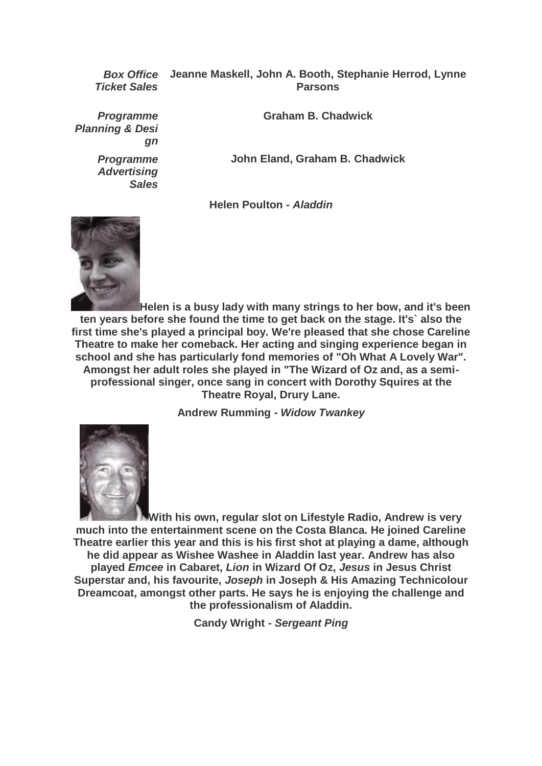| | |
|---|---|
| ***Box Office Ticket Sales*** | **Jeanne Maskell, John A. Booth, Stephanie Herrod, Lynne Parsons** |
| ***Programme Planning & Design*** | **Graham B. Chadwick** |
| ***Programme Advertising Sales*** | **John Eland, Graham B. Chadwick** |

**Helen Poulton - *Aladdin***

**Helen is a busy lady with many strings to her bow, and it's been ten years before she found the time to get back on the stage. It's` also the first time she's played a principal boy. We're pleased that she chose Careline Theatre to make her comeback. Her acting and singing experience began in school and she has particularly fond memories of "Oh What A Lovely War". Amongst her adult roles she played in "The Wizard of Oz and, as a semi-professional singer, once sang in concert with Dorothy Squires at the Theatre Royal, Drury Lane.**

**Andrew Rumming - *Widow Twankey***

**With his own, regular slot on Lifestyle Radio, Andrew is very much into the entertainment scene on the Costa Blanca. He joined Careline Theatre earlier this year and this is his first shot at playing a dame, although he did appear as Wishee Washee in Aladdin last year. Andrew has also played *Emcee* in Cabaret, *Lion* in Wizard Of Oz, *Jesus* in Jesus Christ Superstar and, his favourite, *Joseph* in Joseph & His Amazing Technicolour Dreamcoat, amongst other parts. He says he is enjoying the challenge and the professionalism of Aladdin.**

**Candy Wright - *Sergeant Ping***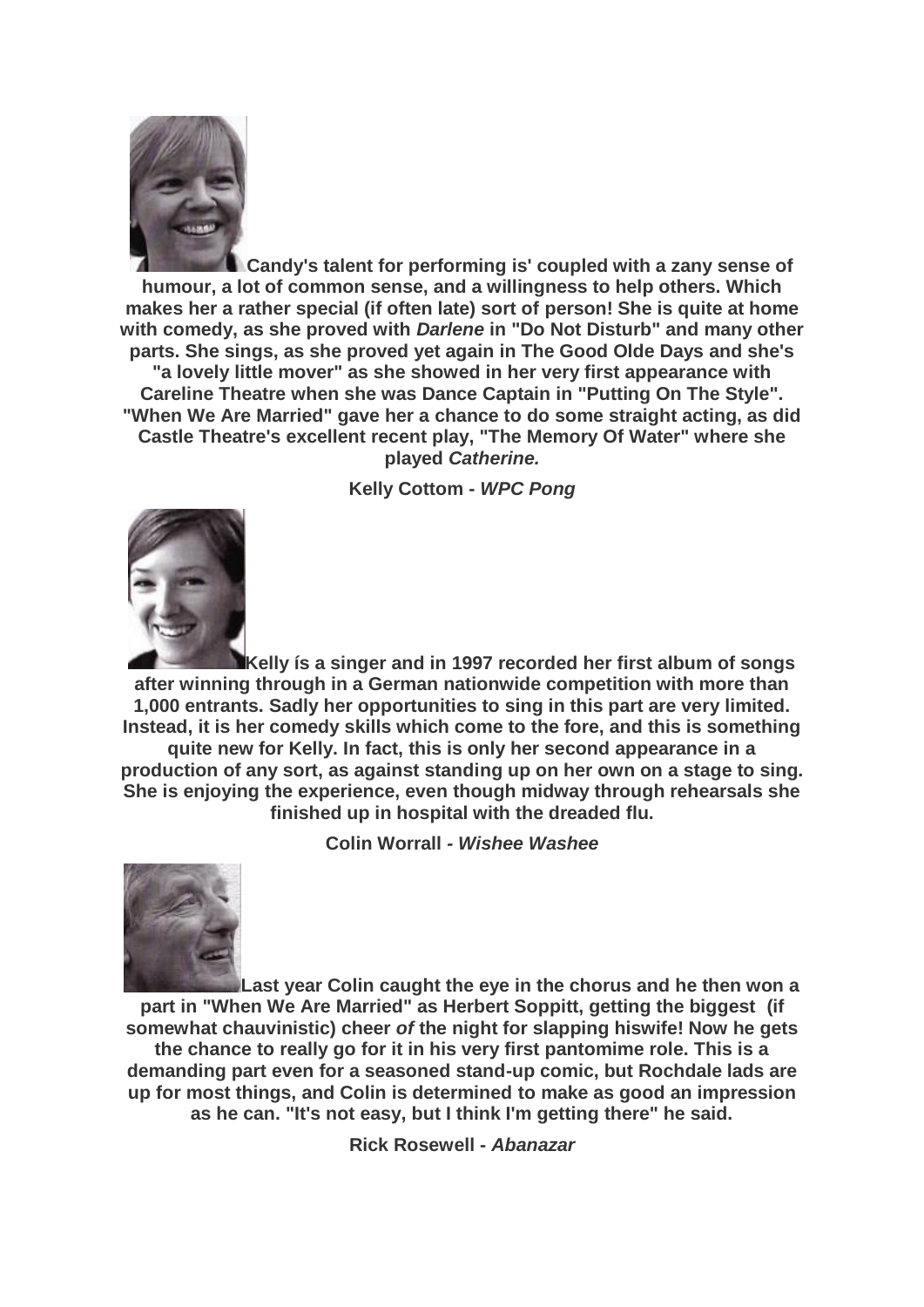**Candy's talent for performing is' coupled with a zany sense of humour, a lot of common sense, and a willingness to help others. Which makes her a rather special (if often late) sort of person! She is quite at home with comedy, as she proved with *Darlene* in "Do Not Disturb" and many other parts. She sings, as she proved yet again in The Good Olde Days and she's "a lovely little mover" as she showed in her very first appearance with Careline Theatre when she was Dance Captain in "Putting On The Style". "When We Are Married" gave her a chance to do some straight acting, as did Castle Theatre's excellent recent play, "The Memory Of Water" where she played *Catherine.***

**Kelly Cottom - *WPC Pong***

**Kelly ís a singer and in 1997 recorded her first album of songs after winning through in a German nationwide competition with more than 1,000 entrants. Sadly her opportunities to sing in this part are very limited. Instead, it is her comedy skills which come to the fore, and this is something quite new for Kelly. In fact, this is only her second appearance in a production of any sort, as against standing up on her own on a stage to sing. She is enjoying the experience, even though midway through rehearsals she finished up in hospital with the dreaded flu.**

**Colin Worrall - *Wishee Washee***

**Last year Colin caught the eye in the chorus and he then won a part in "When We Are Married" as Herbert Soppitt, getting the biggest (if somewhat chauvinistic) cheer *of* the night for slapping hiswife! Now he gets the chance to really go for it in his very first pantomime role. This is a demanding part even for a seasoned stand-up comic, but Rochdale lads are up for most things, and Colin is determined to make as good an impression as he can. "It's not easy, but I think I'm getting there" he said.**

**Rick Rosewell - *Abanazar***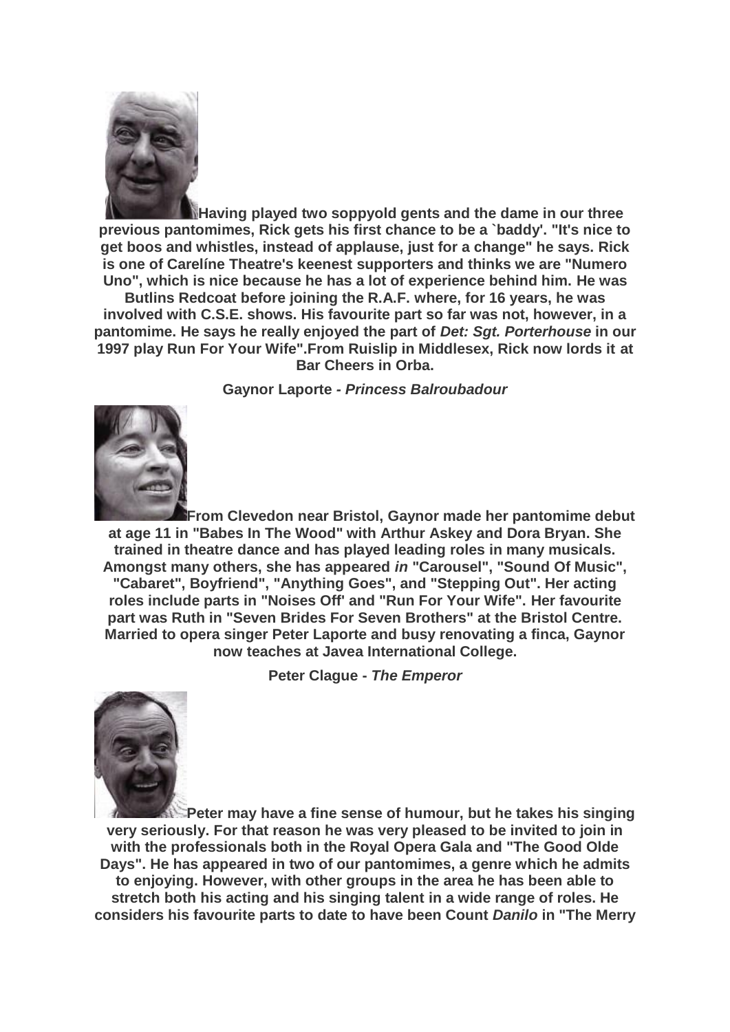**Having played two soppyold gents and the dame in our three previous pantomimes, Rick gets his first chance to be a `baddy'. "It's nice to get boos and whistles, instead of applause, just for a change" he says. Rick is one of Carelíne Theatre's keenest supporters and thinks we are "Numero Uno", which is nice because he has a lot of experience behind him. He was Butlins Redcoat before joining the R.A.F. where, for 16 years, he was involved with C.S.E. shows. His favourite part so far was not, however, in a pantomime. He says he really enjoyed the part of *Det: Sgt. Porterhouse* in our 1997 play Run For Your Wife".From Ruislip in Middlesex, Rick now lords it at Bar Cheers in Orba.**

**Gaynor Laporte - *Princess Balroubadour***

**From Clevedon near Bristol, Gaynor made her pantomime debut at age 11 in "Babes In The Wood" with Arthur Askey and Dora Bryan. She trained in theatre dance and has played leading roles in many musicals. Amongst many others, she has appeared *in* "Carousel", "Sound Of Music", "Cabaret", Boyfriend", "Anything Goes", and "Stepping Out". Her acting roles include parts in "Noises Off' and "Run For Your Wife". Her favourite part was Ruth in "Seven Brides For Seven Brothers" at the Bristol Centre. Married to opera singer Peter Laporte and busy renovating a finca, Gaynor now teaches at Javea International College.**

**Peter Clague - *The Emperor***

**Peter may have a fine sense of humour, but he takes his singing very seriously. For that reason he was very pleased to be invited to join in with the professionals both in the Royal Opera Gala and "The Good Olde Days". He has appeared in two of our pantomimes, a genre which he admits to enjoying. However, with other groups in the area he has been able to stretch both his acting and his singing talent in a wide range of roles. He considers his favourite parts to date to have been Count *Danilo* in "The Merry**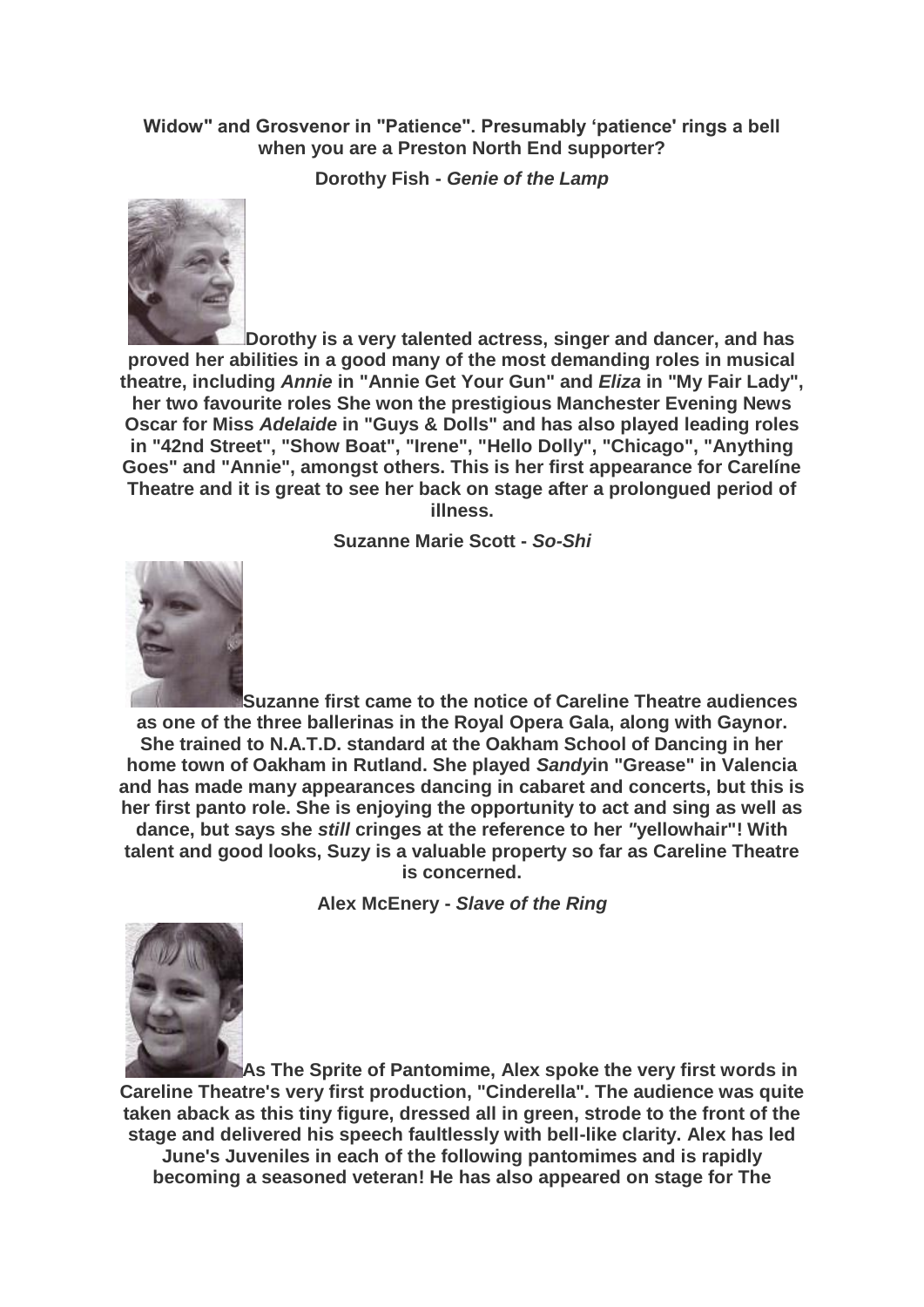**Widow" and Grosvenor in "Patience". Presumably 'patience' rings a bell when you are a Preston North End supporter?**

**Dorothy Fish - *Genie of the Lamp***

**Dorothy is a very talented actress, singer and dancer, and has proved her abilities in a good many of the most demanding roles in musical theatre, including *Annie* in "Annie Get Your Gun" and *Eliza* in "My Fair Lady", her two favourite roles She won the prestigious Manchester Evening News Oscar for Miss *Adelaide* in "Guys & Dolls" and has also played leading roles in "42nd Street", "Show Boat", "Irene", "Hello Dolly", "Chicago", "Anything Goes" and "Annie", amongst others. This is her first appearance for Carelíne Theatre and it is great to see her back on stage after a prolongued period of illness.**

**Suzanne Marie Scott - *So-Shi***

**Suzanne first came to the notice of Careline Theatre audiences as one of the three ballerinas in the Royal Opera Gala, along with Gaynor. She trained to N.A.T.D. standard at the Oakham School of Dancing in her home town of Oakham in Rutland. She played *Sandy*in "Grease" in Valencia and has made many appearances dancing in cabaret and concerts, but this is her first panto role. She is enjoying the opportunity to act and sing as well as dance, but says she *still* cringes at the reference to her *"*yellowhair"! With talent and good looks, Suzy is a valuable property so far as Careline Theatre is concerned.**

**Alex McEnery - *Slave of the Ring***

**As The Sprite of Pantomime, Alex spoke the very first words in Careline Theatre's very first production, "Cinderella". The audience was quite taken aback as this tiny figure, dressed all in green, strode to the front of the stage and delivered his speech faultlessly with bell-like clarity. Alex has led June's Juveniles in each of the following pantomimes and is rapidly becoming a seasoned veteran! He has also appeared on stage for The**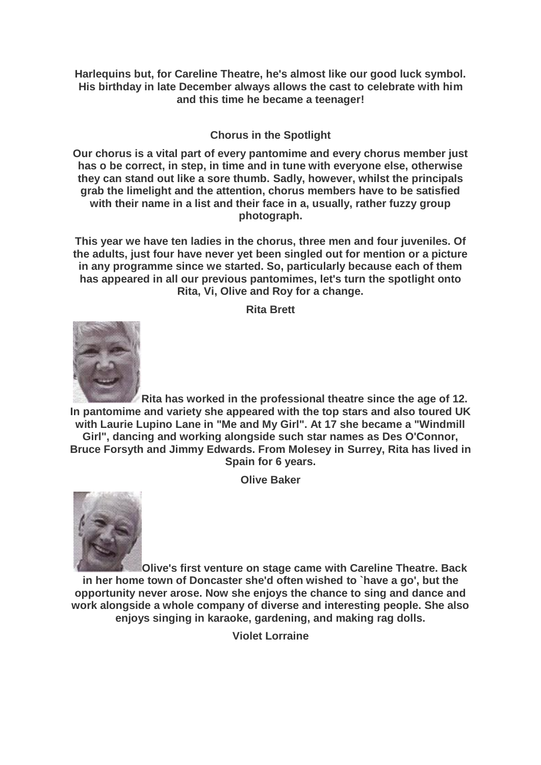**Harlequins but, for Careline Theatre, he's almost like our good luck symbol. His birthday in late December always allows the cast to celebrate with him and this time he became a teenager!**

### Chorus in the Spotlight

**Our chorus is a vital part of every pantomime and every chorus member just has o be correct, in step, in time and in tune with everyone else, otherwise they can stand out like a sore thumb. Sadly, however, whilst the principals grab the limelight and the attention, chorus members have to be satisfied with their name in a list and their face in a, usually, rather fuzzy group photograph.**

**This year we have ten ladies in the chorus, three men and four juveniles. Of the adults, just four have never yet been singled out for mention or a picture in any programme since we started. So, particularly because each of them has appeared in all our previous pantomimes, let's turn the spotlight onto Rita, Vi, Olive and Roy for a change.**

#### Rita Brett

**Rita has worked in the professional theatre since the age of 12. In pantomime and variety she appeared with the top stars and also toured UK with Laurie Lupino Lane in "Me and My Girl". At 17 she became a "Windmill Girl", dancing and working alongside such star names as Des O'Connor, Bruce Forsyth and Jimmy Edwards. From Molesey in Surrey, Rita has lived in Spain for 6 years.**

#### Olive Baker

**Olive's first venture on stage came with Careline Theatre. Back in her home town of Doncaster she'd often wished to `have a go', but the opportunity never arose. Now she enjoys the chance to sing and dance and work alongside a whole company of diverse and interesting people. She also enjoys singing in karaoke, gardening, and making rag dolls.**

#### Violet Lorraine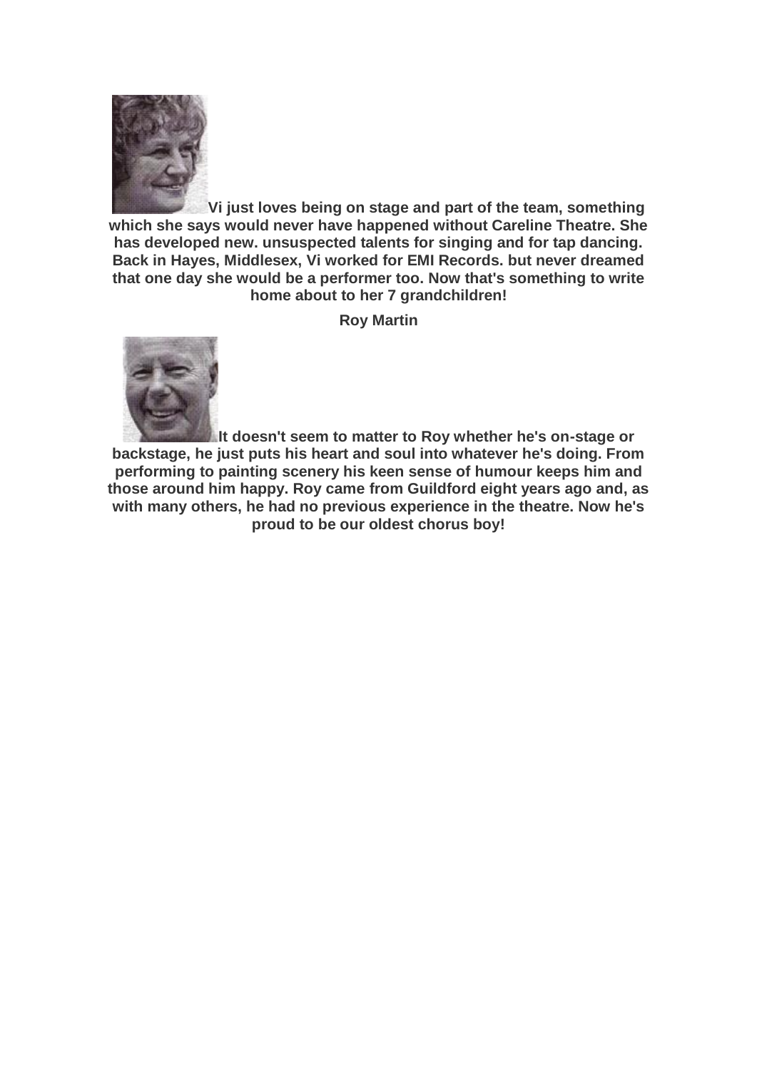**Vi just loves being on stage and part of the team, something which she says would never have happened without Careline Theatre. She has developed new. unsuspected talents for singing and for tap dancing. Back in Hayes, Middlesex, Vi worked for EMI Records. but never dreamed that one day she would be a performer too. Now that's something to write home about to her 7 grandchildren!**

**Roy Martin**

**It doesn't seem to matter to Roy whether he's on-stage or backstage, he just puts his heart and soul into whatever he's doing. From performing to painting scenery his keen sense of humour keeps him and those around him happy. Roy came from Guildford eight years ago and, as with many others, he had no previous experience in the theatre. Now he's proud to be our oldest chorus boy!**